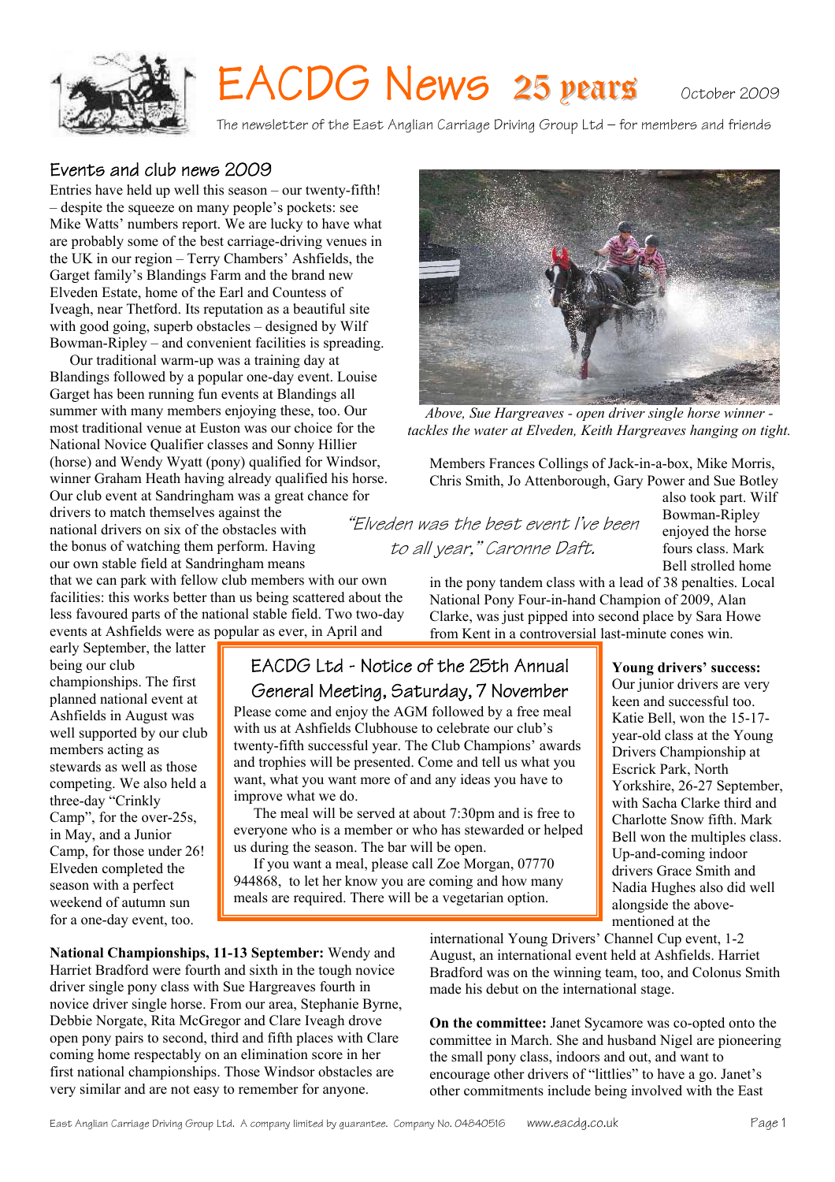# EACDG News 25 years

October 2009

The newsletter of the East Anglian Carriage Driving Group Ltd – for members and friends

## Events and club news 2009

Entries have held up well this season – our twenty-fifth! – despite the squeeze on many people's pockets: see Mike Watts' numbers report. We are lucky to have what are probably some of the best carriage-driving venues in the UK in our region – Terry Chambers' Ashfields, the Garget family's Blandings Farm and the brand new Elveden Estate, home of the Earl and Countess of Iveagh, near Thetford. Its reputation as a beautiful site with good going, superb obstacles – designed by Wilf Bowman-Ripley – and convenient facilities is spreading.

Our traditional warm-up was a training day at Blandings followed by a popular one-day event. Louise Garget has been running fun events at Blandings all summer with many members enjoying these, too. Our most traditional venue at Euston was our choice for the National Novice Qualifier classes and Sonny Hillier (horse) and Wendy Wyatt (pony) qualified for Windsor, winner Graham Heath having already qualified his horse. Our club event at Sandringham was a great chance for drivers to match themselves against the national drivers on six of the obstacles with the bonus of watching them perform. Having our own stable field at Sandringham means that we can park with fellow club members with our own facilities: this works better than us being scattered about the less favoured parts of the national stable field. Two two-day events at Ashfields were as popular as ever, in April and early September, the latter being our club championships. The first planned national event at Ashfields in August was well supported by our club members acting as stewards as well as those competing. We also held a three-day "Crinkly Camp", for the over-25s, in May, and a Junior Camp, for those under 26! Elveden completed the season with a perfect weekend of autumn sun for a one-day event, too.

*Above, Sue Hargreaves - open driver single horse winner - tackles the water at Elveden, Keith Hargreaves hanging on tight.*

Members Frances Collings of Jack-in-a-box, Mike Morris, Chris Smith, Jo Attenborough, Gary Power and Sue Botley also took part. Wilf Bowman-Ripley enjoyed the horse fours class. Mark Bell strolled home in the pony tandem class with a lead of 38 penalties. Local National Pony Four-in-hand Champion of 2009, Alan Clarke, was just pipped into second place by Sara Howe from Kent in a controversial last-minute cones win.

> "Elveden was the best event I've been to all year," Caronne Daft.

### EACDG Ltd - Notice of the 25th Annual General Meeting, Saturday, 7 November

Please come and enjoy the AGM followed by a free meal with us at Ashfields Clubhouse to celebrate our club's twenty-fifth successful year. The Club Champions' awards and trophies will be presented. Come and tell us what you want, what you want more of and any ideas you have to improve what we do.

The meal will be served at about 7:30pm and is free to everyone who is a member or who has stewarded or helped us during the season. The bar will be open.

If you want a meal, please call Zoe Morgan, 07770 944868, to let her know you are coming and how many meals are required. There will be a vegetarian option.

**National Championships, 11-13 September:** Wendy and Harriet Bradford were fourth and sixth in the tough novice driver single pony class with Sue Hargreaves fourth in novice driver single horse. From our area, Stephanie Byrne, Debbie Norgate, Rita McGregor and Clare Iveagh drove open pony pairs to second, third and fifth places with Clare coming home respectably on an elimination score in her first national championships. Those Windsor obstacles are very similar and are not easy to remember for anyone.

**Young drivers' success:** Our junior drivers are very keen and successful too. Katie Bell, won the 15-17-year-old class at the Young Drivers Championship at Escrick Park, North Yorkshire, 26-27 September, with Sacha Clarke third and Charlotte Snow fifth. Mark Bell won the multiples class. Up-and-coming indoor drivers Grace Smith and Nadia Hughes also did well alongside the above-mentioned at the international Young Drivers' Channel Cup event, 1-2 August, an international event held at Ashfields. Harriet Bradford was on the winning team, too, and Colonus Smith made his debut on the international stage.

**On the committee:** Janet Sycamore was co-opted onto the committee in March. She and husband Nigel are pioneering the small pony class, indoors and out, and want to encourage other drivers of "littlies" to have a go. Janet's other commitments include being involved with the East

East Anglian Carriage Driving Group Ltd. A company limited by guarantee. Company No. 04840516 www.eacdg.co.uk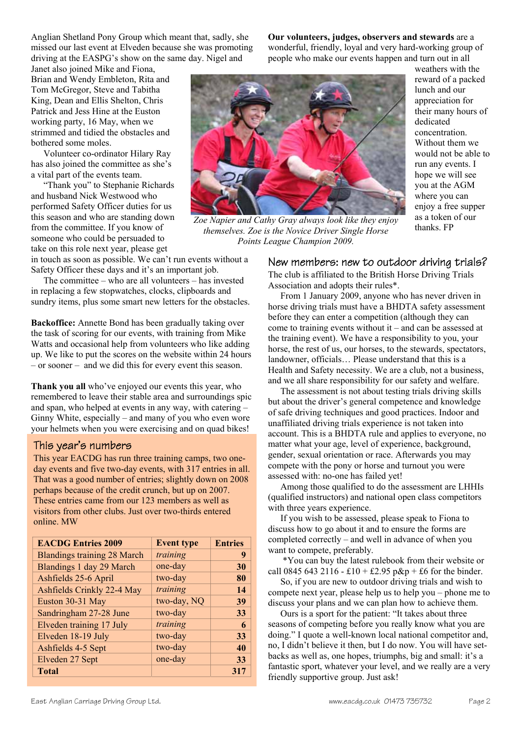Anglian Shetland Pony Group which meant that, sadly, she missed our last event at Elveden because she was promoting driving at the EASPG's show on the same day. Nigel and Janet also joined Mike and Fiona, Brian and Wendy Embleton, Rita and Tom McGregor, Steve and Tabitha King, Dean and Ellis Shelton, Chris Patrick and Jess Hine at the Euston working party, 16 May, when we strimmed and tidied the obstacles and bothered some moles.

Volunteer co-ordinator Hilary Ray has also joined the committee as she's a vital part of the events team.

"Thank you" to Stephanie Richards and husband Nick Westwood who performed Safety Officer duties for us this season and who are standing down from the committee. If you know of someone who could be persuaded to take on this role next year, please get in touch as soon as possible. We can't run events without a Safety Officer these days and it's an important job.

The committee – who are all volunteers – has invested in replacing a few stopwatches, clocks, clipboards and sundry items, plus some smart new letters for the obstacles.

**Backoffice:** Annette Bond has been gradually taking over the task of scoring for our events, with training from Mike Watts and occasional help from volunteers who like adding up. We like to put the scores on the website within 24 hours – or sooner – and we did this for every event this season.

**Thank you all** who've enjoyed our events this year, who remembered to leave their stable area and surroundings spic and span, who helped at events in any way, with catering – Ginny White, especially – and many of you who even wore your helmets when you were exercising and on quad bikes!

## This year's numbers

This year EACDG has run three training camps, two one-day events and five two-day events, with 317 entries in all. That was a good number of entries; slightly down on 2008 perhaps because of the credit crunch, but up on 2007. These entries came from our 123 members as well as visitors from other clubs. Just over two-thirds entered online. MW

| EACDG Entries 2009 | Event type | Entries |
|---|---|---|
| Blandings training 28 March | *training* | 9 |
| Blandings 1 day 29 March | one-day | 30 |
| Ashfields 25-6 April | two-day | 80 |
| Ashfields Crinkly 22-4 May | *training* | 14 |
| Euston 30-31 May | two-day, NQ | 39 |
| Sandringham 27-28 June | two-day | 33 |
| Elveden training 17 July | *training* | 6 |
| Elveden 18-19 July | two-day | 33 |
| Ashfields 4-5 Sept | two-day | 40 |
| Elveden 27 Sept | one-day | 33 |
| **Total** | | **317** |

**Our volunteers, judges, observers and stewards** are a wonderful, friendly, loyal and very hard-working group of people who make our events happen and turn out in all weathers with the reward of a packed lunch and our appreciation for their many hours of dedicated concentration. Without them we would not be able to run any events. I hope we will see you at the AGM where you can enjoy a free supper as a token of our thanks. FP

*Zoe Napier and Cathy Gray always look like they enjoy themselves. Zoe is the Novice Driver Single Horse Points League Champion 2009.*

## New members: new to outdoor driving trials?

The club is affiliated to the British Horse Driving Trials Association and adopts their rules*.

From 1 January 2009, anyone who has never driven in horse driving trials must have a BHDTA safety assessment before they can enter a competition (although they can come to training events without it – and can be assessed at the training event). We have a responsibility to you, your horse, the rest of us, our horses, to the stewards, spectators, landowner, officials… Please understand that this is a Health and Safety necessity. We are a club, not a business, and we all share responsibility for our safety and welfare.

The assessment is not about testing trials driving skills but about the driver's general competence and knowledge of safe driving techniques and good practices. Indoor and unaffiliated driving trials experience is not taken into account. This is a BHDTA rule and applies to everyone, no matter what your age, level of experience, background, gender, sexual orientation or race. Afterwards you may compete with the pony or horse and turnout you were assessed with: no-one has failed yet!

Among those qualified to do the assessment are LHHIs (qualified instructors) and national open class competitors with three years experience.

If you wish to be assessed, please speak to Fiona to discuss how to go about it and to ensure the forms are completed correctly – and well in advance of when you want to compete, preferably.

*You can buy the latest rulebook from their website or call 0845 643 2116 - £10 + £2.95 p&p + £6 for the binder.

So, if you are new to outdoor driving trials and wish to compete next year, please help us to help you – phone me to discuss your plans and we can plan how to achieve them.

Ours is a sport for the patient: "It takes about three seasons of competing before you really know what you are doing." I quote a well-known local national competitor and, no, I didn't believe it then, but I do now. You will have set-backs as well as, one hopes, triumphs, big and small: it's a fantastic sport, whatever your level, and we really are a very friendly supportive group. Just ask!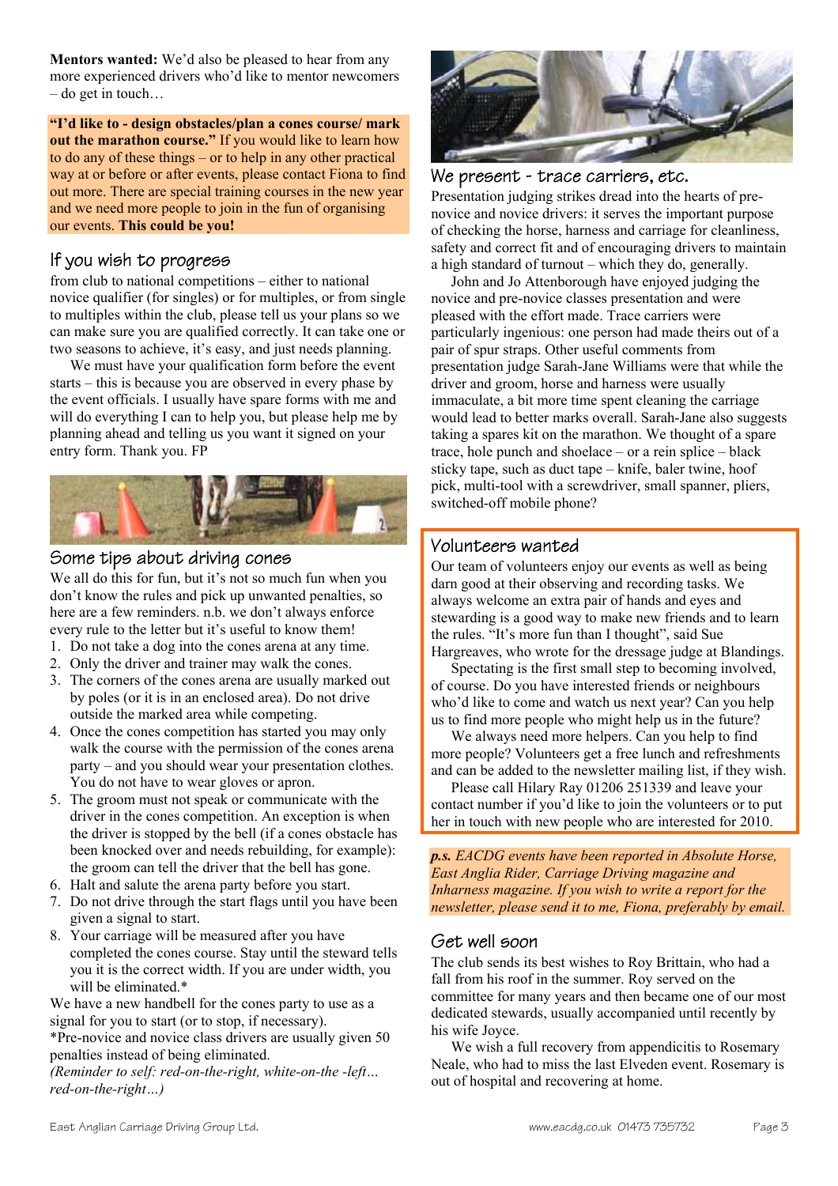**Mentors wanted:** We'd also be pleased to hear from any more experienced drivers who'd like to mentor newcomers – do get in touch…

**"I'd like to - design obstacles/plan a cones course/ mark out the marathon course."** If you would like to learn how to do any of these things – or to help in any other practical way at or before or after events, please contact Fiona to find out more. There are special training courses in the new year and we need more people to join in the fun of organising our events. **This could be you!**

## If you wish to progress

from club to national competitions – either to national novice qualifier (for singles) or for multiples, or from single to multiples within the club, please tell us your plans so we can make sure you are qualified correctly. It can take one or two seasons to achieve, it's easy, and just needs planning.

We must have your qualification form before the event starts – this is because you are observed in every phase by the event officials. I usually have spare forms with me and will do everything I can to help you, but please help me by planning ahead and telling us you want it signed on your entry form. Thank you. FP

## Some tips about driving cones

We all do this for fun, but it's not so much fun when you don't know the rules and pick up unwanted penalties, so here are a few reminders. n.b. we don't always enforce every rule to the letter but it's useful to know them!

1. Do not take a dog into the cones arena at any time.
2. Only the driver and trainer may walk the cones.
3. The corners of the cones arena are usually marked out by poles (or it is in an enclosed area). Do not drive outside the marked area while competing.
4. Once the cones competition has started you may only walk the course with the permission of the cones arena party – and you should wear your presentation clothes. You do not have to wear gloves or apron.
5. The groom must not speak or communicate with the driver in the cones competition. An exception is when the driver is stopped by the bell (if a cones obstacle has been knocked over and needs rebuilding, for example): the groom can tell the driver that the bell has gone.
6. Halt and salute the arena party before you start.
7. Do not drive through the start flags until you have been given a signal to start.
8. Your carriage will be measured after you have completed the cones course. Stay until the steward tells you it is the correct width. If you are under width, you will be eliminated.*

We have a new handbell for the cones party to use as a signal for you to start (or to stop, if necessary).

*Pre-novice and novice class drivers are usually given 50 penalties instead of being eliminated.

*(Reminder to self: red-on-the-right, white-on-the -left… red-on-the-right…)*

## We present - trace carriers, etc.

Presentation judging strikes dread into the hearts of pre-novice and novice drivers: it serves the important purpose of checking the horse, harness and carriage for cleanliness, safety and correct fit and of encouraging drivers to maintain a high standard of turnout – which they do, generally.

John and Jo Attenborough have enjoyed judging the novice and pre-novice classes presentation and were pleased with the effort made. Trace carriers were particularly ingenious: one person had made theirs out of a pair of spur straps. Other useful comments from presentation judge Sarah-Jane Williams were that while the driver and groom, horse and harness were usually immaculate, a bit more time spent cleaning the carriage would lead to better marks overall. Sarah-Jane also suggests taking a spares kit on the marathon. We thought of a spare trace, hole punch and shoelace – or a rein splice – black sticky tape, such as duct tape – knife, baler twine, hoof pick, multi-tool with a screwdriver, small spanner, pliers, switched-off mobile phone?

## Volunteers wanted

Our team of volunteers enjoy our events as well as being darn good at their observing and recording tasks. We always welcome an extra pair of hands and eyes and stewarding is a good way to make new friends and to learn the rules. "It's more fun than I thought", said Sue Hargreaves, who wrote for the dressage judge at Blandings.

Spectating is the first small step to becoming involved, of course. Do you have interested friends or neighbours who'd like to come and watch us next year? Can you help us to find more people who might help us in the future?

We always need more helpers. Can you help to find more people? Volunteers get a free lunch and refreshments and can be added to the newsletter mailing list, if they wish.

Please call Hilary Ray 01206 251339 and leave your contact number if you'd like to join the volunteers or to put her in touch with new people who are interested for 2010.

***p.s.*** *EACDG events have been reported in Absolute Horse, East Anglia Rider, Carriage Driving magazine and Inharness magazine. If you wish to write a report for the newsletter, please send it to me, Fiona, preferably by email.*

## Get well soon

The club sends its best wishes to Roy Brittain, who had a fall from his roof in the summer. Roy served on the committee for many years and then became one of our most dedicated stewards, usually accompanied until recently by his wife Joyce.

We wish a full recovery from appendicitis to Rosemary Neale, who had to miss the last Elveden event. Rosemary is out of hospital and recovering at home.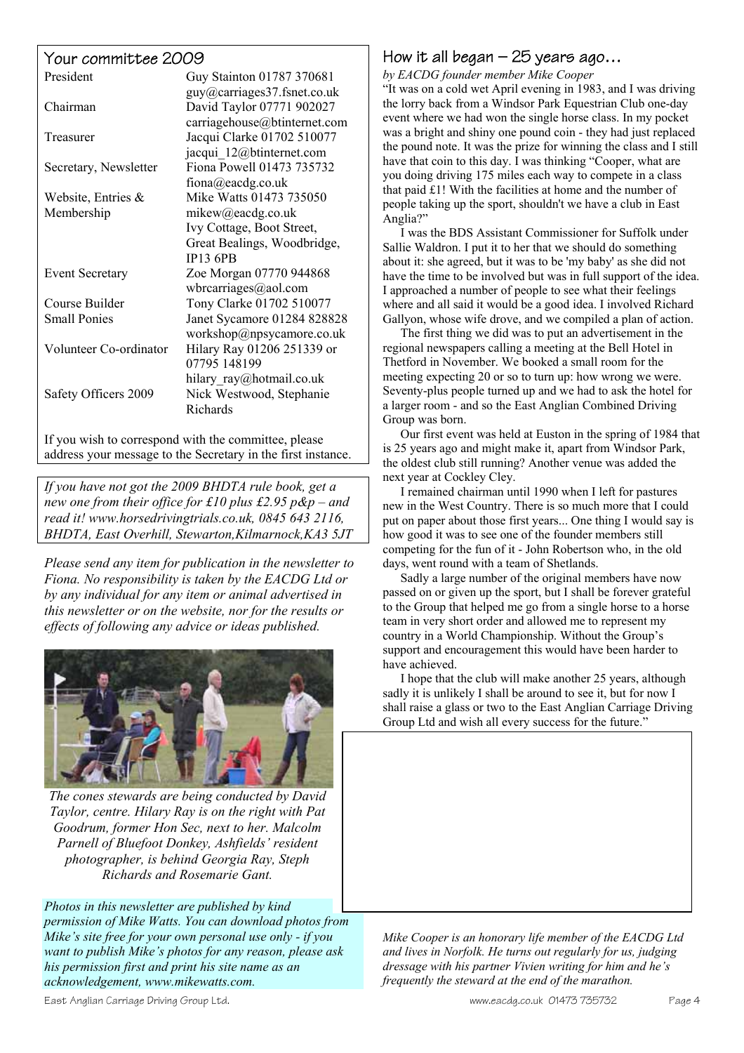## Your committee 2009

| | |
|---|---|
| President | Guy Stainton 01787 370681 guy@carriages37.fsnet.co.uk |
| Chairman | David Taylor 07771 902027 carriagehouse@btinternet.com |
| Treasurer | Jacqui Clarke 01702 510077 jacqui_12@btinternet.com |
| Secretary, Newsletter | Fiona Powell 01473 735732 fiona@eacdg.co.uk |
| Website, Entries & Membership | Mike Watts 01473 735050 mikew@eacdg.co.uk Ivy Cottage, Boot Street, Great Bealings, Woodbridge, IP13 6PB |
| Event Secretary | Zoe Morgan 07770 944868 wbrcarriages@aol.com |
| Course Builder | Tony Clarke 01702 510077 |
| Small Ponies | Janet Sycamore 01284 828828 workshop@npsycamore.co.uk |
| Volunteer Co-ordinator | Hilary Ray 01206 251339 or 07795 148199 hilary_ray@hotmail.co.uk |
| Safety Officers 2009 | Nick Westwood, Stephanie Richards |

If you wish to correspond with the committee, please address your message to the Secretary in the first instance.

*If you have not got the 2009 BHDTA rule book, get a new one from their office for £10 plus £2.95 p&p – and read it! www.horsedrivingtrials.co.uk, 0845 643 2116, BHDTA, East Overhill, Stewarton,Kilmarnock,KA3 5JT*

*Please send any item for publication in the newsletter to Fiona. No responsibility is taken by the EACDG Ltd or by any individual for any item or animal advertised in this newsletter or on the website, nor for the results or effects of following any advice or ideas published.*

*The cones stewards are being conducted by David Taylor, centre. Hilary Ray is on the right with Pat Goodrum, former Hon Sec, next to her. Malcolm Parnell of Bluefoot Donkey, Ashfields' resident photographer, is behind Georgia Ray, Steph Richards and Rosemarie Gant.*

*Photos in this newsletter are published by kind permission of Mike Watts. You can download photos from Mike's site free for your own personal use only - if you want to publish Mike's photos for any reason, please ask his permission first and print his site name as an acknowledgement, www.mikewatts.com.*

## How it all began – 25 years ago…

*by EACDG founder member Mike Cooper*

"It was on a cold wet April evening in 1983, and I was driving the lorry back from a Windsor Park Equestrian Club one-day event where we had won the single horse class. In my pocket was a bright and shiny one pound coin - they had just replaced the pound note. It was the prize for winning the class and I still have that coin to this day. I was thinking "Cooper, what are you doing driving 175 miles each way to compete in a class that paid £1! With the facilities at home and the number of people taking up the sport, shouldn't we have a club in East Anglia?"

I was the BDS Assistant Commissioner for Suffolk under Sallie Waldron. I put it to her that we should do something about it: she agreed, but it was to be 'my baby' as she did not have the time to be involved but was in full support of the idea. I approached a number of people to see what their feelings where and all said it would be a good idea. I involved Richard Gallyon, whose wife drove, and we compiled a plan of action.

The first thing we did was to put an advertisement in the regional newspapers calling a meeting at the Bell Hotel in Thetford in November. We booked a small room for the meeting expecting 20 or so to turn up: how wrong we were. Seventy-plus people turned up and we had to ask the hotel for a larger room - and so the East Anglian Combined Driving Group was born.

Our first event was held at Euston in the spring of 1984 that is 25 years ago and might make it, apart from Windsor Park, the oldest club still running? Another venue was added the next year at Cockley Cley.

I remained chairman until 1990 when I left for pastures new in the West Country. There is so much more that I could put on paper about those first years... One thing I would say is how good it was to see one of the founder members still competing for the fun of it - John Robertson who, in the old days, went round with a team of Shetlands.

Sadly a large number of the original members have now passed on or given up the sport, but I shall be forever grateful to the Group that helped me go from a single horse to a horse team in very short order and allowed me to represent my country in a World Championship. Without the Group's support and encouragement this would have been harder to have achieved.

I hope that the club will make another 25 years, although sadly it is unlikely I shall be around to see it, but for now I shall raise a glass or two to the East Anglian Carriage Driving Group Ltd and wish all every success for the future."

*Mike Cooper is an honorary life member of the EACDG Ltd and lives in Norfolk. He turns out regularly for us, judging dressage with his partner Vivien writing for him and he's frequently the steward at the end of the marathon.*